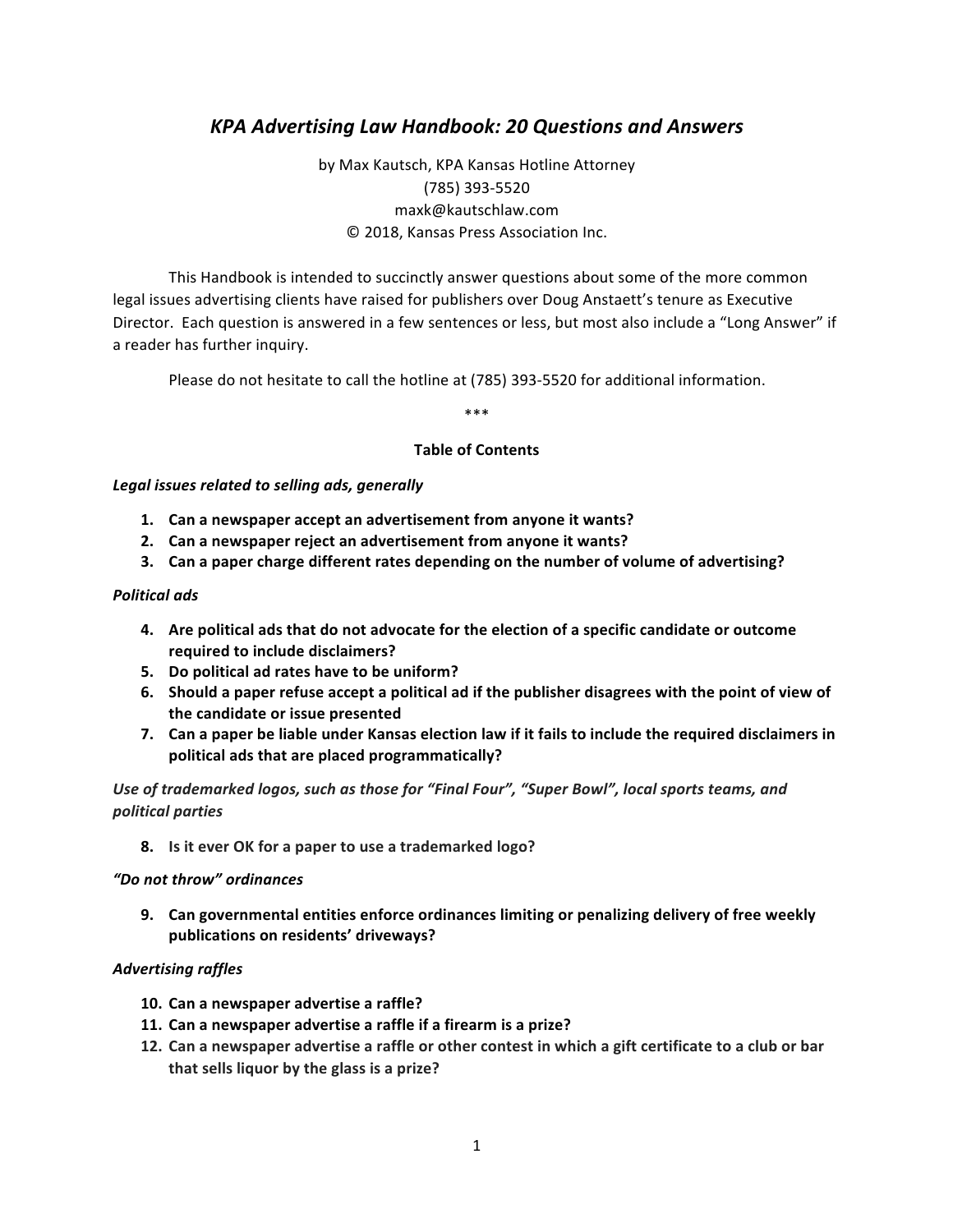# *KPA Advertising Law Handbook: 20 Questions and Answers*

by Max Kautsch, KPA Kansas Hotline Attorney
(785) 393-5520
maxk@kautschlaw.com
© 2018, Kansas Press Association Inc.

This Handbook is intended to succinctly answer questions about some of the more common legal issues advertising clients have raised for publishers over Doug Anstaett's tenure as Executive Director. Each question is answered in a few sentences or less, but most also include a "Long Answer" if a reader has further inquiry.

Please do not hesitate to call the hotline at (785) 393-5520 for additional information.

\*\*\*

**Table of Contents**

***Legal issues related to selling ads, generally***

1. **Can a newspaper accept an advertisement from anyone it wants?**
2. **Can a newspaper reject an advertisement from anyone it wants?**
3. **Can a paper charge different rates depending on the number of volume of advertising?**

***Political ads***

4. **Are political ads that do not advocate for the election of a specific candidate or outcome required to include disclaimers?**
5. **Do political ad rates have to be uniform?**
6. **Should a paper refuse accept a political ad if the publisher disagrees with the point of view of the candidate or issue presented**
7. **Can a paper be liable under Kansas election law if it fails to include the required disclaimers in political ads that are placed programmatically?**

***Use of trademarked logos, such as those for "Final Four", "Super Bowl", local sports teams, and political parties***

8. **Is it ever OK for a paper to use a trademarked logo?**

***"Do not throw" ordinances***

9. **Can governmental entities enforce ordinances limiting or penalizing delivery of free weekly publications on residents' driveways?**

***Advertising raffles***

10. **Can a newspaper advertise a raffle?**
11. **Can a newspaper advertise a raffle if a firearm is a prize?**
12. **Can a newspaper advertise a raffle or other contest in which a gift certificate to a club or bar that sells liquor by the glass is a prize?**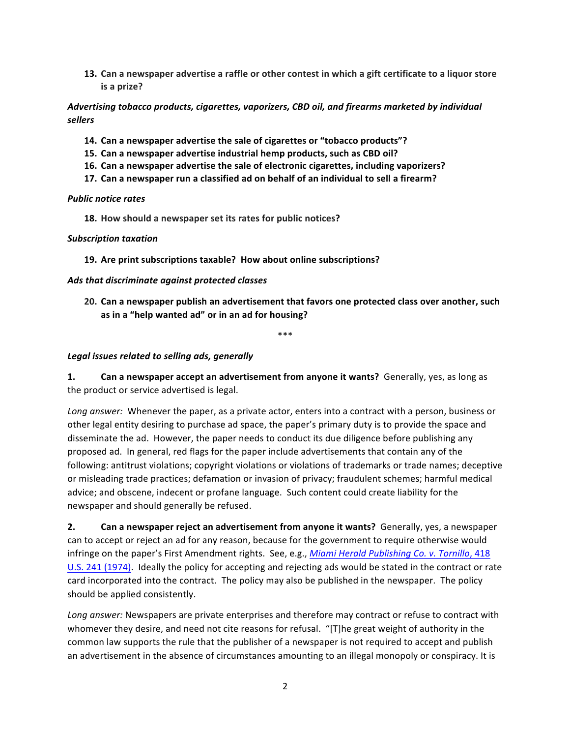13. **Can a newspaper advertise a raffle or other contest in which a gift certificate to a liquor store is a prize?**

*Advertising tobacco products, cigarettes, vaporizers, CBD oil, and firearms marketed by individual sellers*

14. **Can a newspaper advertise the sale of cigarettes or "tobacco products"?**
15. **Can a newspaper advertise industrial hemp products, such as CBD oil?**
16. **Can a newspaper advertise the sale of electronic cigarettes, including vaporizers?**
17. **Can a newspaper run a classified ad on behalf of an individual to sell a firearm?**

*Public notice rates*

18. **How should a newspaper set its rates for public notices?**

*Subscription taxation*

19. **Are print subscriptions taxable? How about online subscriptions?**

*Ads that discriminate against protected classes*

20. **Can a newspaper publish an advertisement that favors one protected class over another, such as in a "help wanted ad" or in an ad for housing?**

\*\*\*

*Legal issues related to selling ads, generally*

**1. Can a newspaper accept an advertisement from anyone it wants?** Generally, yes, as long as the product or service advertised is legal.

*Long answer:* Whenever the paper, as a private actor, enters into a contract with a person, business or other legal entity desiring to purchase ad space, the paper's primary duty is to provide the space and disseminate the ad. However, the paper needs to conduct its due diligence before publishing any proposed ad. In general, red flags for the paper include advertisements that contain any of the following: antitrust violations; copyright violations or violations of trademarks or trade names; deceptive or misleading trade practices; defamation or invasion of privacy; fraudulent schemes; harmful medical advice; and obscene, indecent or profane language. Such content could create liability for the newspaper and should generally be refused.

**2. Can a newspaper reject an advertisement from anyone it wants?** Generally, yes, a newspaper can to accept or reject an ad for any reason, because for the government to require otherwise would infringe on the paper's First Amendment rights. See, e.g., *Miami Herald Publishing Co. v. Tornillo*, 418 U.S. 241 (1974). Ideally the policy for accepting and rejecting ads would be stated in the contract or rate card incorporated into the contract. The policy may also be published in the newspaper. The policy should be applied consistently.

*Long answer:* Newspapers are private enterprises and therefore may contract or refuse to contract with whomever they desire, and need not cite reasons for refusal. "[T]he great weight of authority in the common law supports the rule that the publisher of a newspaper is not required to accept and publish an advertisement in the absence of circumstances amounting to an illegal monopoly or conspiracy. It is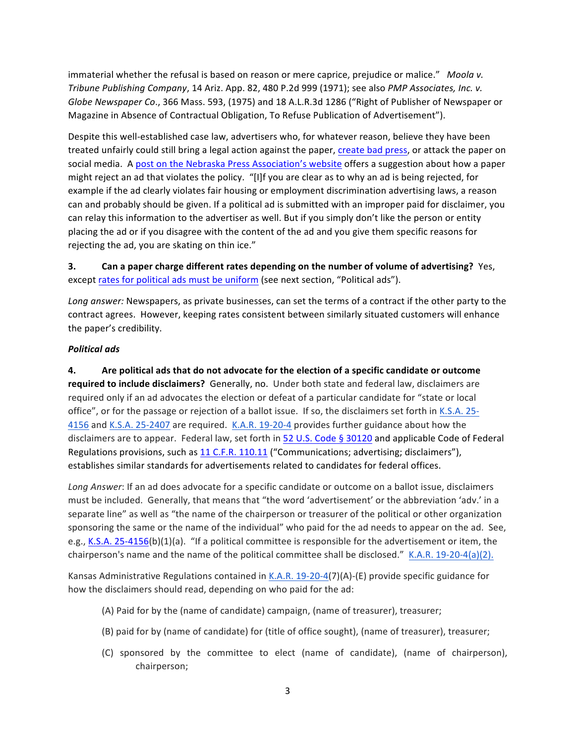immaterial whether the refusal is based on reason or mere caprice, prejudice or malice." *Moola v. Tribune Publishing Company*, 14 Ariz. App. 82, 480 P.2d 999 (1971); see also *PMP Associates, Inc. v. Globe Newspaper Co*., 366 Mass. 593, (1975) and 18 A.L.R.3d 1286 ("Right of Publisher of Newspaper or Magazine in Absence of Contractual Obligation, To Refuse Publication of Advertisement").

Despite this well-established case law, advertisers who, for whatever reason, believe they have been treated unfairly could still bring a legal action against the paper, create bad press, or attack the paper on social media. A post on the Nebraska Press Association's website offers a suggestion about how a paper might reject an ad that violates the policy. "[I]f you are clear as to why an ad is being rejected, for example if the ad clearly violates fair housing or employment discrimination advertising laws, a reason can and probably should be given. If a political ad is submitted with an improper paid for disclaimer, you can relay this information to the advertiser as well. But if you simply don't like the person or entity placing the ad or if you disagree with the content of the ad and you give them specific reasons for rejecting the ad, you are skating on thin ice."

**3. Can a paper charge different rates depending on the number of volume of advertising?** Yes, except rates for political ads must be uniform (see next section, "Political ads").

*Long answer:* Newspapers, as private businesses, can set the terms of a contract if the other party to the contract agrees. However, keeping rates consistent between similarly situated customers will enhance the paper's credibility.

***Political ads***

**4. Are political ads that do not advocate for the election of a specific candidate or outcome required to include disclaimers?** Generally, no. Under both state and federal law, disclaimers are required only if an ad advocates the election or defeat of a particular candidate for "state or local office", or for the passage or rejection of a ballot issue. If so, the disclaimers set forth in K.S.A. 25-4156 and K.S.A. 25-2407 are required. K.A.R. 19-20-4 provides further guidance about how the disclaimers are to appear. Federal law, set forth in 52 U.S. Code § 30120 and applicable Code of Federal Regulations provisions, such as 11 C.F.R. 110.11 ("Communications; advertising; disclaimers"), establishes similar standards for advertisements related to candidates for federal offices.

*Long Answer*: If an ad does advocate for a specific candidate or outcome on a ballot issue, disclaimers must be included. Generally, that means that "the word 'advertisement' or the abbreviation 'adv.' in a separate line" as well as "the name of the chairperson or treasurer of the political or other organization sponsoring the same or the name of the individual" who paid for the ad needs to appear on the ad. See, e.g., K.S.A. 25-4156(b)(1)(a). "If a political committee is responsible for the advertisement or item, the chairperson's name and the name of the political committee shall be disclosed." K.A.R. 19-20-4(a)(2).

Kansas Administrative Regulations contained in K.A.R. 19-20-4(7)(A)-(E) provide specific guidance for how the disclaimers should read, depending on who paid for the ad:

(A) Paid for by the (name of candidate) campaign, (name of treasurer), treasurer;

(B) paid for by (name of candidate) for (title of office sought), (name of treasurer), treasurer;

(C) sponsored by the committee to elect (name of candidate), (name of chairperson), chairperson;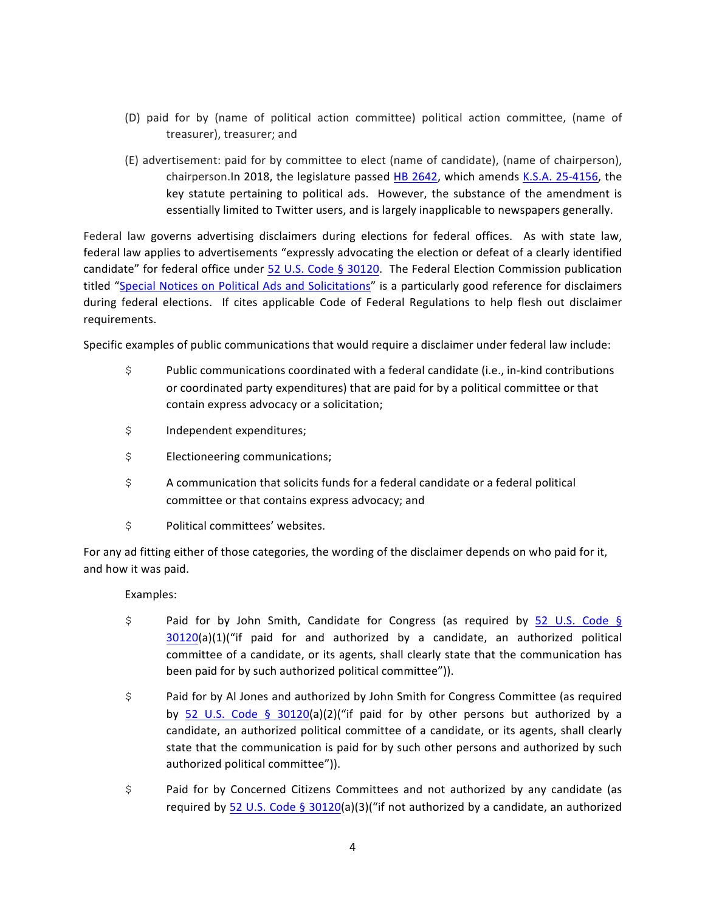(D) paid for by (name of political action committee) political action committee, (name of treasurer), treasurer; and

(E) advertisement: paid for by committee to elect (name of candidate), (name of chairperson), chairperson.In 2018, the legislature passed HB 2642, which amends K.S.A. 25-4156, the key statute pertaining to political ads. However, the substance of the amendment is essentially limited to Twitter users, and is largely inapplicable to newspapers generally.

Federal law governs advertising disclaimers during elections for federal offices. As with state law, federal law applies to advertisements "expressly advocating the election or defeat of a clearly identified candidate" for federal office under 52 U.S. Code § 30120. The Federal Election Commission publication titled "Special Notices on Political Ads and Solicitations" is a particularly good reference for disclaimers during federal elections. If cites applicable Code of Federal Regulations to help flesh out disclaimer requirements.

Specific examples of public communications that would require a disclaimer under federal law include:

- Public communications coordinated with a federal candidate (i.e., in-kind contributions or coordinated party expenditures) that are paid for by a political committee or that contain express advocacy or a solicitation;
- Independent expenditures;
- Electioneering communications;
- A communication that solicits funds for a federal candidate or a federal political committee or that contains express advocacy; and
- Political committees' websites.

For any ad fitting either of those categories, the wording of the disclaimer depends on who paid for it, and how it was paid.

Examples:

- Paid for by John Smith, Candidate for Congress (as required by 52 U.S. Code § 30120(a)(1)("if paid for and authorized by a candidate, an authorized political committee of a candidate, or its agents, shall clearly state that the communication has been paid for by such authorized political committee")).
- Paid for by Al Jones and authorized by John Smith for Congress Committee (as required by 52 U.S. Code § 30120(a)(2)("if paid for by other persons but authorized by a candidate, an authorized political committee of a candidate, or its agents, shall clearly state that the communication is paid for by such other persons and authorized by such authorized political committee")).
- Paid for by Concerned Citizens Committees and not authorized by any candidate (as required by 52 U.S. Code § 30120(a)(3)("if not authorized by a candidate, an authorized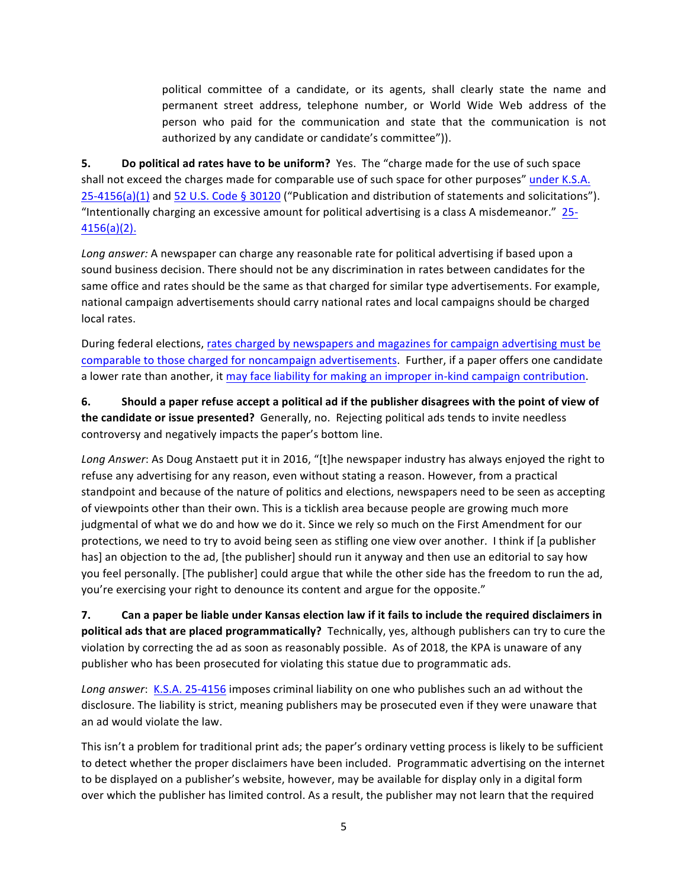political committee of a candidate, or its agents, shall clearly state the name and permanent street address, telephone number, or World Wide Web address of the person who paid for the communication and state that the communication is not authorized by any candidate or candidate's committee")).

**5. Do political ad rates have to be uniform?** Yes. The "charge made for the use of such space shall not exceed the charges made for comparable use of such space for other purposes" under K.S.A. 25-4156(a)(1) and 52 U.S. Code § 30120 ("Publication and distribution of statements and solicitations"). "Intentionally charging an excessive amount for political advertising is a class A misdemeanor." 25-4156(a)(2).

*Long answer:* A newspaper can charge any reasonable rate for political advertising if based upon a sound business decision. There should not be any discrimination in rates between candidates for the same office and rates should be the same as that charged for similar type advertisements. For example, national campaign advertisements should carry national rates and local campaigns should be charged local rates.

During federal elections, rates charged by newspapers and magazines for campaign advertising must be comparable to those charged for noncampaign advertisements. Further, if a paper offers one candidate a lower rate than another, it may face liability for making an improper in-kind campaign contribution.

**6. Should a paper refuse accept a political ad if the publisher disagrees with the point of view of the candidate or issue presented?** Generally, no. Rejecting political ads tends to invite needless controversy and negatively impacts the paper's bottom line.

*Long Answer*: As Doug Anstaett put it in 2016, "[t]he newspaper industry has always enjoyed the right to refuse any advertising for any reason, even without stating a reason. However, from a practical standpoint and because of the nature of politics and elections, newspapers need to be seen as accepting of viewpoints other than their own. This is a ticklish area because people are growing much more judgmental of what we do and how we do it. Since we rely so much on the First Amendment for our protections, we need to try to avoid being seen as stifling one view over another. I think if [a publisher has] an objection to the ad, [the publisher] should run it anyway and then use an editorial to say how you feel personally. [The publisher] could argue that while the other side has the freedom to run the ad, you're exercising your right to denounce its content and argue for the opposite."

**7. Can a paper be liable under Kansas election law if it fails to include the required disclaimers in political ads that are placed programmatically?** Technically, yes, although publishers can try to cure the violation by correcting the ad as soon as reasonably possible. As of 2018, the KPA is unaware of any publisher who has been prosecuted for violating this statue due to programmatic ads.

*Long answer*: K.S.A. 25-4156 imposes criminal liability on one who publishes such an ad without the disclosure. The liability is strict, meaning publishers may be prosecuted even if they were unaware that an ad would violate the law.

This isn't a problem for traditional print ads; the paper's ordinary vetting process is likely to be sufficient to detect whether the proper disclaimers have been included. Programmatic advertising on the internet to be displayed on a publisher's website, however, may be available for display only in a digital form over which the publisher has limited control. As a result, the publisher may not learn that the required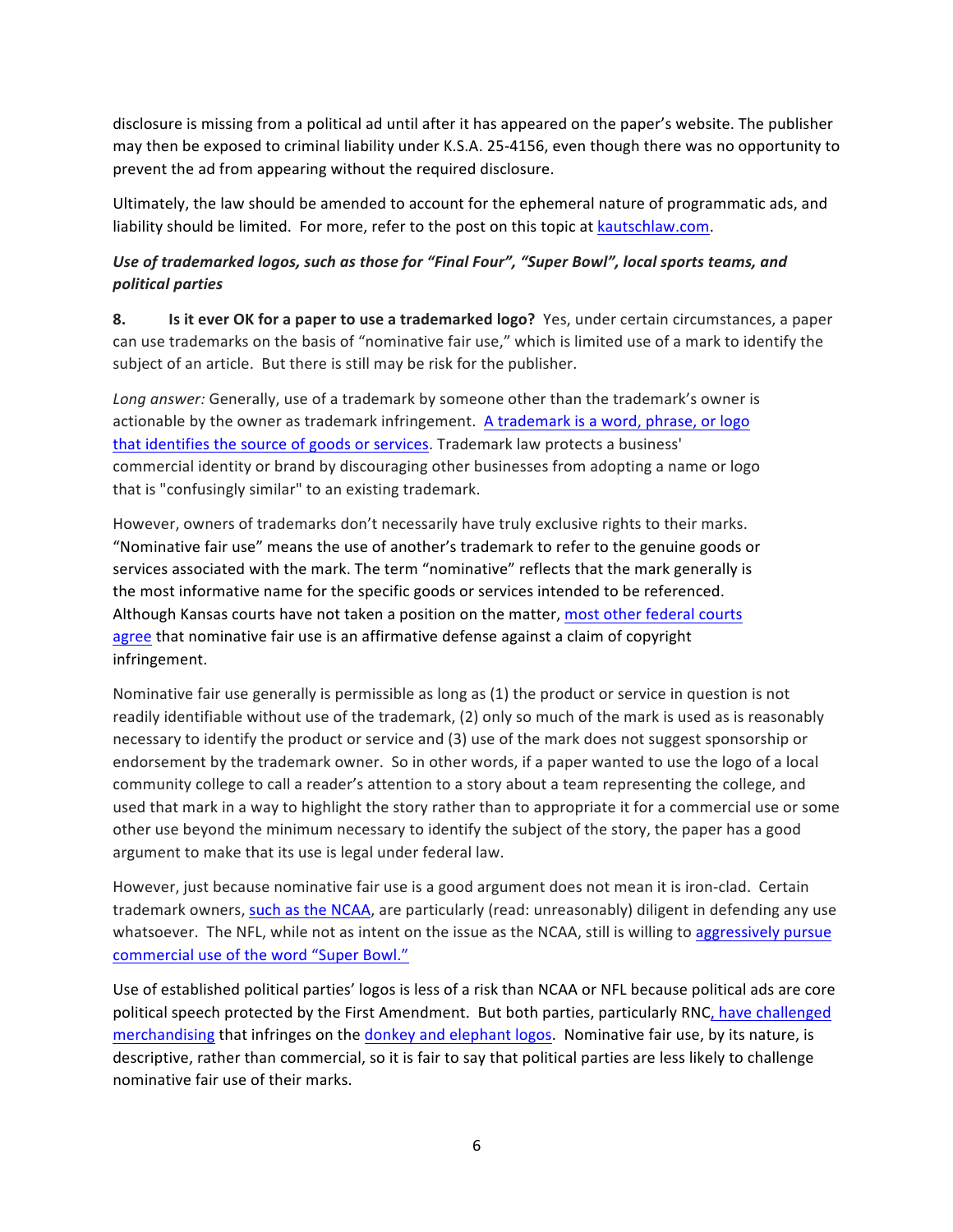disclosure is missing from a political ad until after it has appeared on the paper's website. The publisher may then be exposed to criminal liability under K.S.A. 25-4156, even though there was no opportunity to prevent the ad from appearing without the required disclosure.

Ultimately, the law should be amended to account for the ephemeral nature of programmatic ads, and liability should be limited. For more, refer to the post on this topic at kautschlaw.com.

***Use of trademarked logos, such as those for "Final Four", "Super Bowl", local sports teams, and political parties***

**8. Is it ever OK for a paper to use a trademarked logo?** Yes, under certain circumstances, a paper can use trademarks on the basis of "nominative fair use," which is limited use of a mark to identify the subject of an article. But there is still may be risk for the publisher.

*Long answer:* Generally, use of a trademark by someone other than the trademark's owner is actionable by the owner as trademark infringement. A trademark is a word, phrase, or logo that identifies the source of goods or services. Trademark law protects a business' commercial identity or brand by discouraging other businesses from adopting a name or logo that is "confusingly similar" to an existing trademark.

However, owners of trademarks don't necessarily have truly exclusive rights to their marks. "Nominative fair use" means the use of another's trademark to refer to the genuine goods or services associated with the mark. The term "nominative" reflects that the mark generally is the most informative name for the specific goods or services intended to be referenced. Although Kansas courts have not taken a position on the matter, most other federal courts agree that nominative fair use is an affirmative defense against a claim of copyright infringement.

Nominative fair use generally is permissible as long as (1) the product or service in question is not readily identifiable without use of the trademark, (2) only so much of the mark is used as is reasonably necessary to identify the product or service and (3) use of the mark does not suggest sponsorship or endorsement by the trademark owner. So in other words, if a paper wanted to use the logo of a local community college to call a reader's attention to a story about a team representing the college, and used that mark in a way to highlight the story rather than to appropriate it for a commercial use or some other use beyond the minimum necessary to identify the subject of the story, the paper has a good argument to make that its use is legal under federal law.

However, just because nominative fair use is a good argument does not mean it is iron-clad. Certain trademark owners, such as the NCAA, are particularly (read: unreasonably) diligent in defending any use whatsoever. The NFL, while not as intent on the issue as the NCAA, still is willing to aggressively pursue commercial use of the word "Super Bowl."

Use of established political parties' logos is less of a risk than NCAA or NFL because political ads are core political speech protected by the First Amendment. But both parties, particularly RNC, have challenged merchandising that infringes on the donkey and elephant logos. Nominative fair use, by its nature, is descriptive, rather than commercial, so it is fair to say that political parties are less likely to challenge nominative fair use of their marks.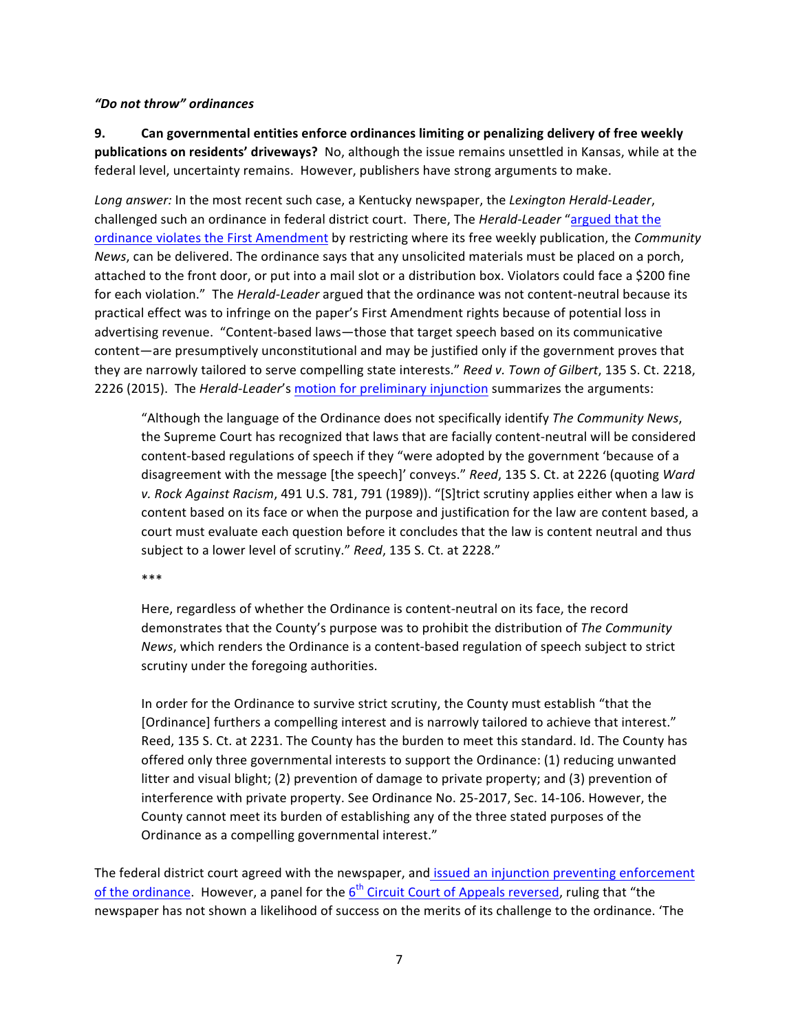***"Do not throw" ordinances***

**9. Can governmental entities enforce ordinances limiting or penalizing delivery of free weekly publications on residents' driveways?** No, although the issue remains unsettled in Kansas, while at the federal level, uncertainty remains. However, publishers have strong arguments to make.

*Long answer:* In the most recent such case, a Kentucky newspaper, the *Lexington Herald-Leader*, challenged such an ordinance in federal district court. There, The *Herald-Leader* "argued that the ordinance violates the First Amendment by restricting where its free weekly publication, the *Community News*, can be delivered. The ordinance says that any unsolicited materials must be placed on a porch, attached to the front door, or put into a mail slot or a distribution box. Violators could face a $200 fine for each violation." The *Herald-Leader* argued that the ordinance was not content-neutral because its practical effect was to infringe on the paper's First Amendment rights because of potential loss in advertising revenue. "Content-based laws—those that target speech based on its communicative content—are presumptively unconstitutional and may be justified only if the government proves that they are narrowly tailored to serve compelling state interests." *Reed v. Town of Gilbert*, 135 S. Ct. 2218, 2226 (2015). The *Herald-Leader*'s motion for preliminary injunction summarizes the arguments:

> "Although the language of the Ordinance does not specifically identify *The Community News*, the Supreme Court has recognized that laws that are facially content-neutral will be considered content-based regulations of speech if they "were adopted by the government 'because of a disagreement with the message [the speech]' conveys." *Reed*, 135 S. Ct. at 2226 (quoting *Ward v. Rock Against Racism*, 491 U.S. 781, 791 (1989)). "[S]trict scrutiny applies either when a law is content based on its face or when the purpose and justification for the law are content based, a court must evaluate each question before it concludes that the law is content neutral and thus subject to a lower level of scrutiny." *Reed*, 135 S. Ct. at 2228."
>
> ***
>
> Here, regardless of whether the Ordinance is content-neutral on its face, the record demonstrates that the County's purpose was to prohibit the distribution of *The Community News*, which renders the Ordinance is a content-based regulation of speech subject to strict scrutiny under the foregoing authorities.
>
> In order for the Ordinance to survive strict scrutiny, the County must establish "that the [Ordinance] furthers a compelling interest and is narrowly tailored to achieve that interest." Reed, 135 S. Ct. at 2231. The County has the burden to meet this standard. Id. The County has offered only three governmental interests to support the Ordinance: (1) reducing unwanted litter and visual blight; (2) prevention of damage to private property; and (3) prevention of interference with private property. See Ordinance No. 25-2017, Sec. 14-106. However, the County cannot meet its burden of establishing any of the three stated purposes of the Ordinance as a compelling governmental interest."

The federal district court agreed with the newspaper, and issued an injunction preventing enforcement of the ordinance. However, a panel for the 6th Circuit Court of Appeals reversed, ruling that "the newspaper has not shown a likelihood of success on the merits of its challenge to the ordinance. 'The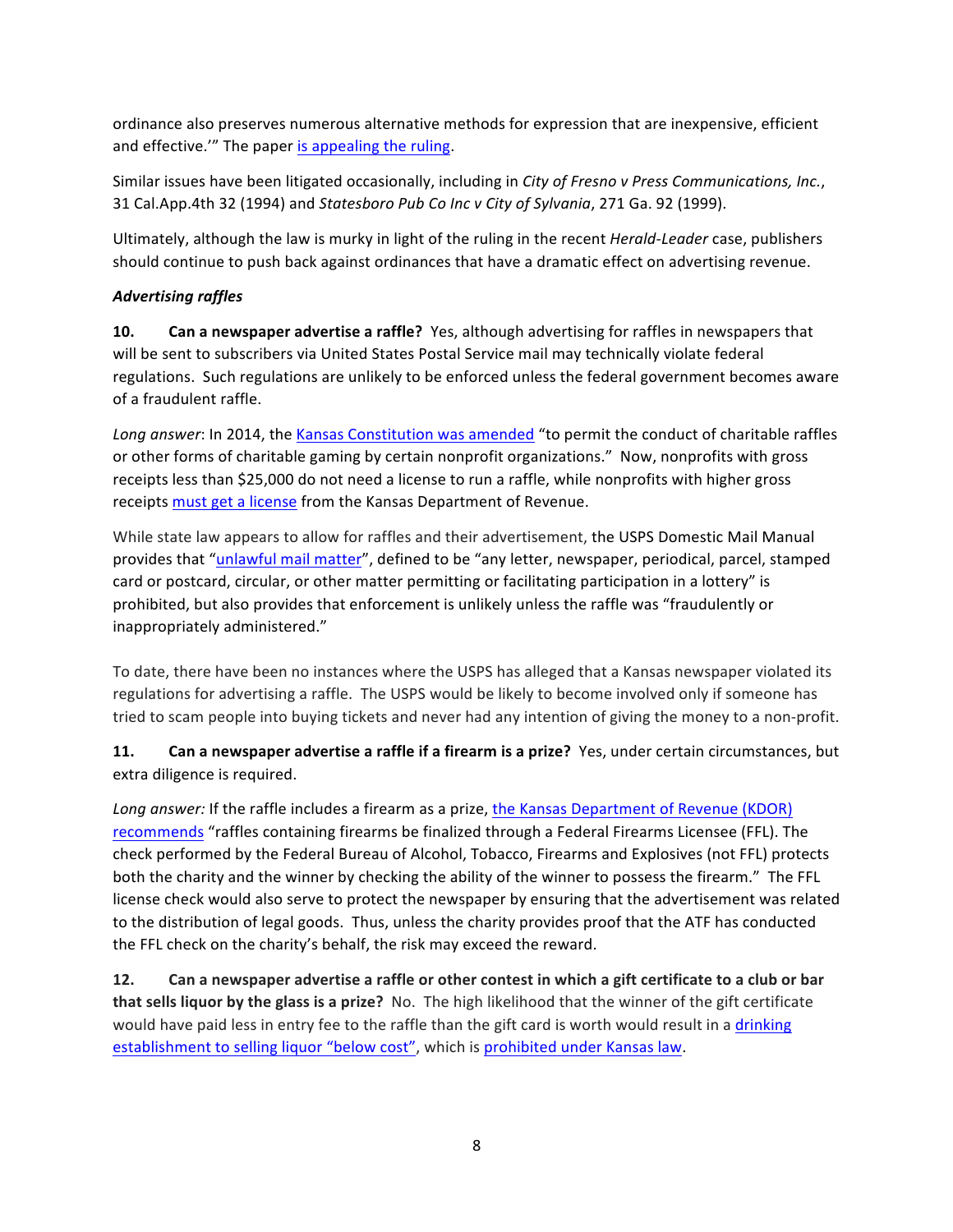ordinance also preserves numerous alternative methods for expression that are inexpensive, efficient and effective.'" The paper is appealing the ruling.

Similar issues have been litigated occasionally, including in *City of Fresno v Press Communications, Inc.*, 31 Cal.App.4th 32 (1994) and *Statesboro Pub Co Inc v City of Sylvania*, 271 Ga. 92 (1999).

Ultimately, although the law is murky in light of the ruling in the recent *Herald-Leader* case, publishers should continue to push back against ordinances that have a dramatic effect on advertising revenue.

***Advertising raffles***

**10. Can a newspaper advertise a raffle?** Yes, although advertising for raffles in newspapers that will be sent to subscribers via United States Postal Service mail may technically violate federal regulations. Such regulations are unlikely to be enforced unless the federal government becomes aware of a fraudulent raffle.

*Long answer*: In 2014, the Kansas Constitution was amended "to permit the conduct of charitable raffles or other forms of charitable gaming by certain nonprofit organizations." Now, nonprofits with gross receipts less than $25,000 do not need a license to run a raffle, while nonprofits with higher gross receipts must get a license from the Kansas Department of Revenue.

While state law appears to allow for raffles and their advertisement, the USPS Domestic Mail Manual provides that "unlawful mail matter", defined to be "any letter, newspaper, periodical, parcel, stamped card or postcard, circular, or other matter permitting or facilitating participation in a lottery" is prohibited, but also provides that enforcement is unlikely unless the raffle was "fraudulently or inappropriately administered."

To date, there have been no instances where the USPS has alleged that a Kansas newspaper violated its regulations for advertising a raffle. The USPS would be likely to become involved only if someone has tried to scam people into buying tickets and never had any intention of giving the money to a non-profit.

**11. Can a newspaper advertise a raffle if a firearm is a prize?** Yes, under certain circumstances, but extra diligence is required.

*Long answer:* If the raffle includes a firearm as a prize, the Kansas Department of Revenue (KDOR) recommends "raffles containing firearms be finalized through a Federal Firearms Licensee (FFL). The check performed by the Federal Bureau of Alcohol, Tobacco, Firearms and Explosives (not FFL) protects both the charity and the winner by checking the ability of the winner to possess the firearm." The FFL license check would also serve to protect the newspaper by ensuring that the advertisement was related to the distribution of legal goods. Thus, unless the charity provides proof that the ATF has conducted the FFL check on the charity's behalf, the risk may exceed the reward.

**12. Can a newspaper advertise a raffle or other contest in which a gift certificate to a club or bar that sells liquor by the glass is a prize?** No. The high likelihood that the winner of the gift certificate would have paid less in entry fee to the raffle than the gift card is worth would result in a drinking establishment to selling liquor "below cost", which is prohibited under Kansas law.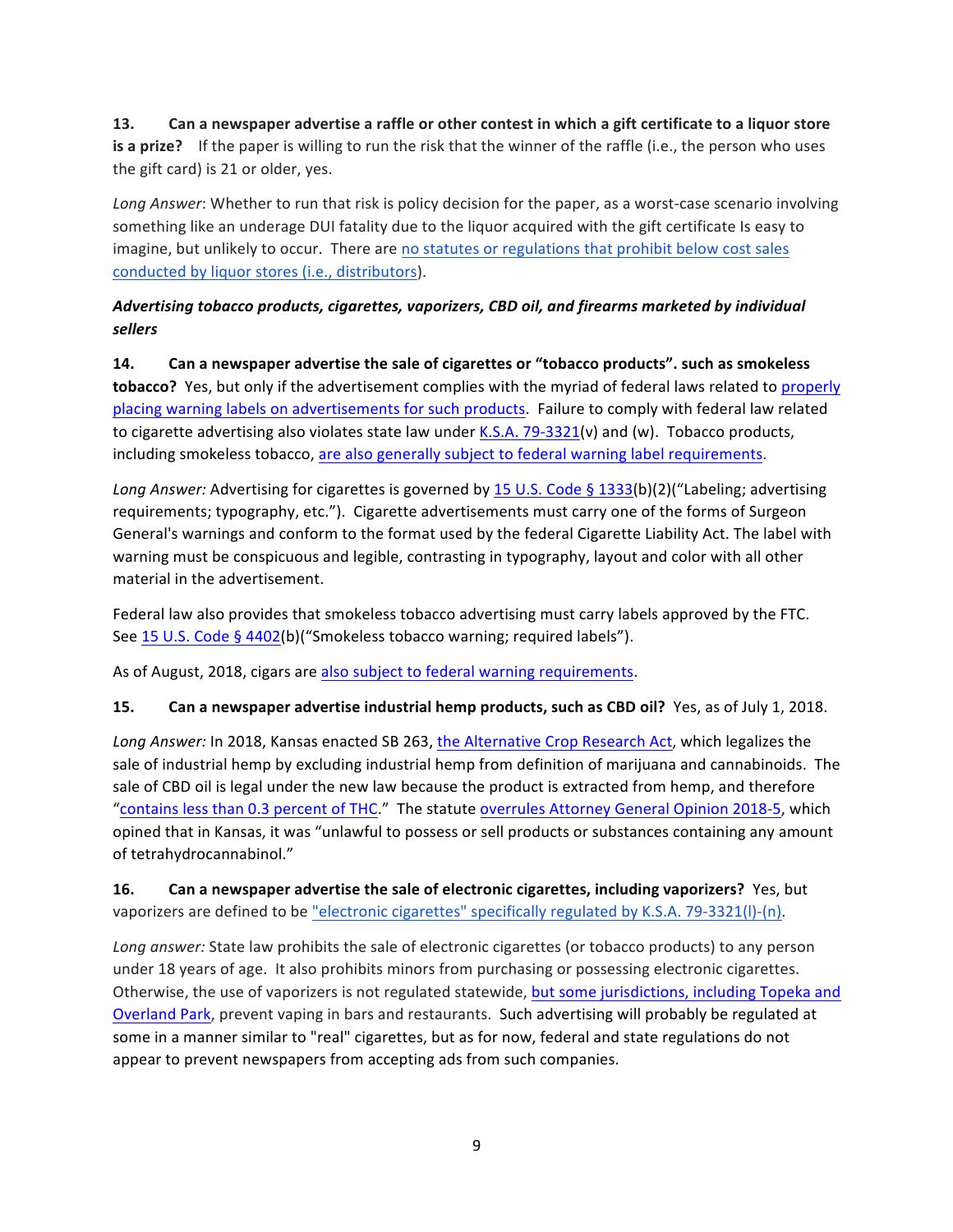**13. Can a newspaper advertise a raffle or other contest in which a gift certificate to a liquor store is a prize?** If the paper is willing to run the risk that the winner of the raffle (i.e., the person who uses the gift card) is 21 or older, yes.

*Long Answer*: Whether to run that risk is policy decision for the paper, as a worst-case scenario involving something like an underage DUI fatality due to the liquor acquired with the gift certificate Is easy to imagine, but unlikely to occur. There are no statutes or regulations that prohibit below cost sales conducted by liquor stores (i.e., distributors).

***Advertising tobacco products, cigarettes, vaporizers, CBD oil, and firearms marketed by individual sellers***

**14. Can a newspaper advertise the sale of cigarettes or "tobacco products". such as smokeless tobacco?** Yes, but only if the advertisement complies with the myriad of federal laws related to properly placing warning labels on advertisements for such products. Failure to comply with federal law related to cigarette advertising also violates state law under K.S.A. 79-3321(v) and (w). Tobacco products, including smokeless tobacco, are also generally subject to federal warning label requirements.

*Long Answer:* Advertising for cigarettes is governed by 15 U.S. Code § 1333(b)(2)("Labeling; advertising requirements; typography, etc."). Cigarette advertisements must carry one of the forms of Surgeon General's warnings and conform to the format used by the federal Cigarette Liability Act. The label with warning must be conspicuous and legible, contrasting in typography, layout and color with all other material in the advertisement.

Federal law also provides that smokeless tobacco advertising must carry labels approved by the FTC. See 15 U.S. Code § 4402(b)("Smokeless tobacco warning; required labels").

As of August, 2018, cigars are also subject to federal warning requirements.

**15. Can a newspaper advertise industrial hemp products, such as CBD oil?** Yes, as of July 1, 2018.

*Long Answer:* In 2018, Kansas enacted SB 263, the Alternative Crop Research Act, which legalizes the sale of industrial hemp by excluding industrial hemp from definition of marijuana and cannabinoids. The sale of CBD oil is legal under the new law because the product is extracted from hemp, and therefore "contains less than 0.3 percent of THC." The statute overrules Attorney General Opinion 2018-5, which opined that in Kansas, it was "unlawful to possess or sell products or substances containing any amount of tetrahydrocannabinol."

**16. Can a newspaper advertise the sale of electronic cigarettes, including vaporizers?** Yes, but vaporizers are defined to be "electronic cigarettes" specifically regulated by K.S.A. 79-3321(l)-(n).

*Long answer:* State law prohibits the sale of electronic cigarettes (or tobacco products) to any person under 18 years of age. It also prohibits minors from purchasing or possessing electronic cigarettes. Otherwise, the use of vaporizers is not regulated statewide, but some jurisdictions, including Topeka and Overland Park, prevent vaping in bars and restaurants. Such advertising will probably be regulated at some in a manner similar to "real" cigarettes, but as for now, federal and state regulations do not appear to prevent newspapers from accepting ads from such companies.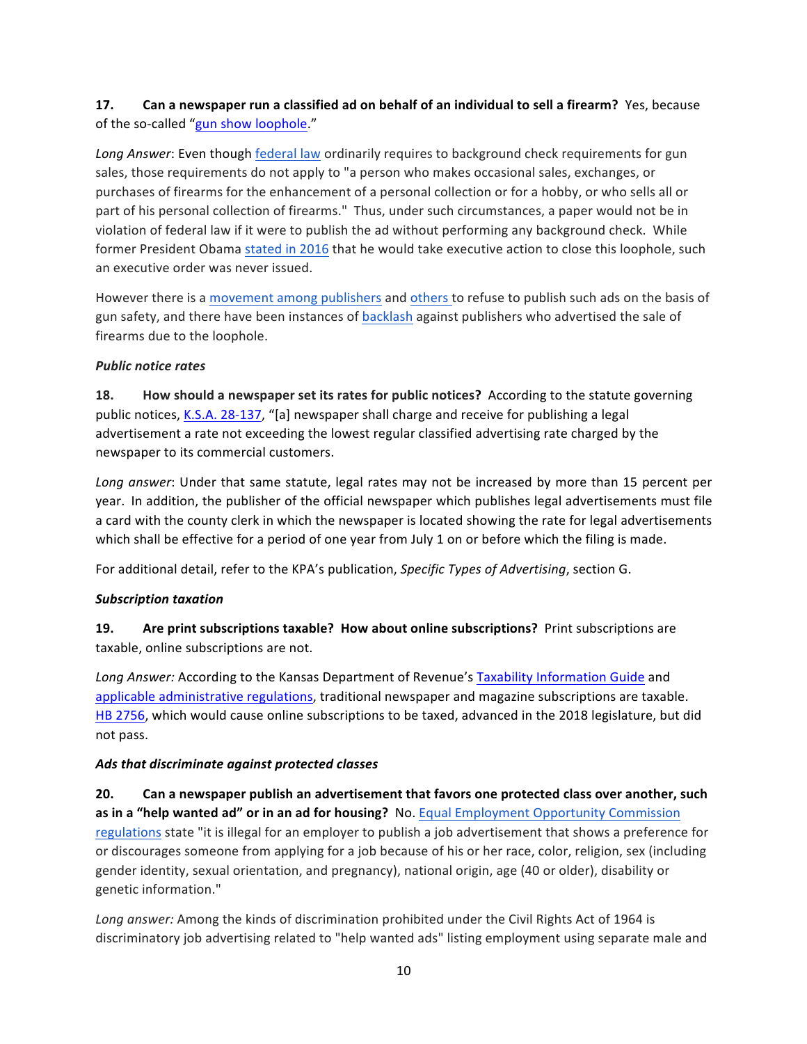**17. Can a newspaper run a classified ad on behalf of an individual to sell a firearm?** Yes, because of the so-called "gun show loophole."

*Long Answer*: Even though federal law ordinarily requires to background check requirements for gun sales, those requirements do not apply to "a person who makes occasional sales, exchanges, or purchases of firearms for the enhancement of a personal collection or for a hobby, or who sells all or part of his personal collection of firearms." Thus, under such circumstances, a paper would not be in violation of federal law if it were to publish the ad without performing any background check. While former President Obama stated in 2016 that he would take executive action to close this loophole, such an executive order was never issued.

However there is a movement among publishers and others to refuse to publish such ads on the basis of gun safety, and there have been instances of backlash against publishers who advertised the sale of firearms due to the loophole.

***Public notice rates***

**18. How should a newspaper set its rates for public notices?** According to the statute governing public notices, K.S.A. 28-137, "[a] newspaper shall charge and receive for publishing a legal advertisement a rate not exceeding the lowest regular classified advertising rate charged by the newspaper to its commercial customers.

*Long answer*: Under that same statute, legal rates may not be increased by more than 15 percent per year. In addition, the publisher of the official newspaper which publishes legal advertisements must file a card with the county clerk in which the newspaper is located showing the rate for legal advertisements which shall be effective for a period of one year from July 1 on or before which the filing is made.

For additional detail, refer to the KPA's publication, *Specific Types of Advertising*, section G.

***Subscription taxation***

**19. Are print subscriptions taxable? How about online subscriptions?** Print subscriptions are taxable, online subscriptions are not.

*Long Answer:* According to the Kansas Department of Revenue's Taxability Information Guide and applicable administrative regulations, traditional newspaper and magazine subscriptions are taxable. HB 2756, which would cause online subscriptions to be taxed, advanced in the 2018 legislature, but did not pass.

***Ads that discriminate against protected classes***

**20. Can a newspaper publish an advertisement that favors one protected class over another, such as in a "help wanted ad" or in an ad for housing?** No. Equal Employment Opportunity Commission regulations state "it is illegal for an employer to publish a job advertisement that shows a preference for or discourages someone from applying for a job because of his or her race, color, religion, sex (including gender identity, sexual orientation, and pregnancy), national origin, age (40 or older), disability or genetic information."

*Long answer:* Among the kinds of discrimination prohibited under the Civil Rights Act of 1964 is discriminatory job advertising related to "help wanted ads" listing employment using separate male and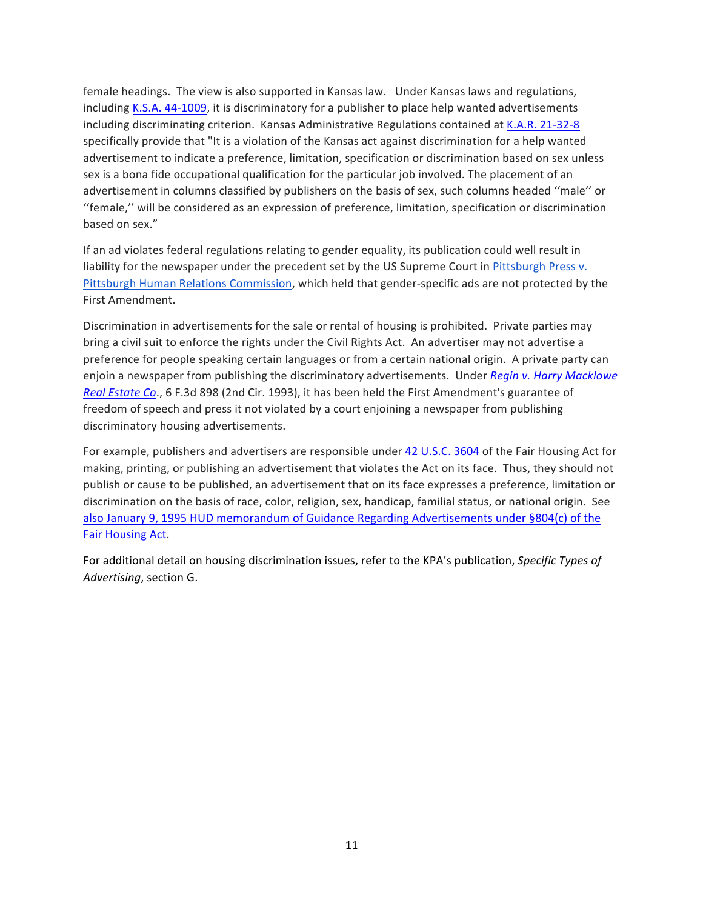female headings. The view is also supported in Kansas law. Under Kansas laws and regulations, including K.S.A. 44-1009, it is discriminatory for a publisher to place help wanted advertisements including discriminating criterion. Kansas Administrative Regulations contained at K.A.R. 21-32-8 specifically provide that "It is a violation of the Kansas act against discrimination for a help wanted advertisement to indicate a preference, limitation, specification or discrimination based on sex unless sex is a bona fide occupational qualification for the particular job involved. The placement of an advertisement in columns classified by publishers on the basis of sex, such columns headed ''male'' or ''female,'' will be considered as an expression of preference, limitation, specification or discrimination based on sex."

If an ad violates federal regulations relating to gender equality, its publication could well result in liability for the newspaper under the precedent set by the US Supreme Court in Pittsburgh Press v. Pittsburgh Human Relations Commission, which held that gender-specific ads are not protected by the First Amendment.

Discrimination in advertisements for the sale or rental of housing is prohibited. Private parties may bring a civil suit to enforce the rights under the Civil Rights Act. An advertiser may not advertise a preference for people speaking certain languages or from a certain national origin. A private party can enjoin a newspaper from publishing the discriminatory advertisements. Under *Regin v. Harry Macklowe Real Estate Co*., 6 F.3d 898 (2nd Cir. 1993), it has been held the First Amendment's guarantee of freedom of speech and press it not violated by a court enjoining a newspaper from publishing discriminatory housing advertisements.

For example, publishers and advertisers are responsible under 42 U.S.C. 3604 of the Fair Housing Act for making, printing, or publishing an advertisement that violates the Act on its face. Thus, they should not publish or cause to be published, an advertisement that on its face expresses a preference, limitation or discrimination on the basis of race, color, religion, sex, handicap, familial status, or national origin. See also January 9, 1995 HUD memorandum of Guidance Regarding Advertisements under §804(c) of the Fair Housing Act.

For additional detail on housing discrimination issues, refer to the KPA's publication, *Specific Types of Advertising*, section G.